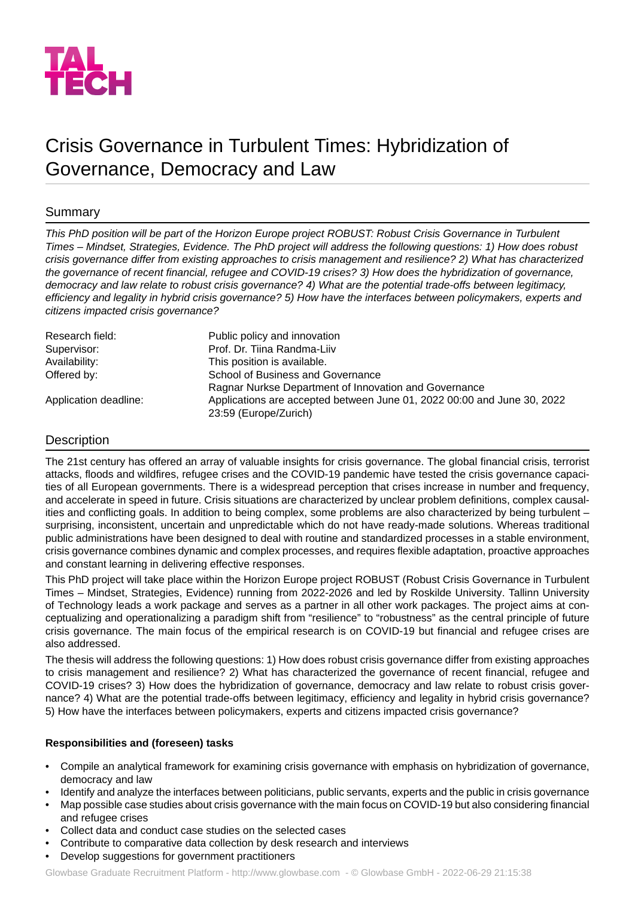TAL
TECH

# Crisis Governance in Turbulent Times: Hybridization of Governance, Democracy and Law

## Summary

*This PhD position will be part of the Horizon Europe project ROBUST: Robust Crisis Governance in Turbulent Times – Mindset, Strategies, Evidence. The PhD project will address the following questions: 1) How does robust crisis governance differ from existing approaches to crisis management and resilience? 2) What has characterized the governance of recent financial, refugee and COVID-19 crises? 3) How does the hybridization of governance, democracy and law relate to robust crisis governance? 4) What are the potential trade-offs between legitimacy, efficiency and legality in hybrid crisis governance? 5) How have the interfaces between policymakers, experts and citizens impacted crisis governance?*

| | |
|---|---|
| Research field: | Public policy and innovation |
| Supervisor: | Prof. Dr. Tiina Randma-Liiv |
| Availability: | This position is available. |
| Offered by: | School of Business and Governance<br>Ragnar Nurkse Department of Innovation and Governance |
| Application deadline: | Applications are accepted between June 01, 2022 00:00 and June 30, 2022 23:59 (Europe/Zurich) |

## Description

The 21st century has offered an array of valuable insights for crisis governance. The global financial crisis, terrorist attacks, floods and wildfires, refugee crises and the COVID-19 pandemic have tested the crisis governance capacities of all European governments. There is a widespread perception that crises increase in number and frequency, and accelerate in speed in future. Crisis situations are characterized by unclear problem definitions, complex causalities and conflicting goals. In addition to being complex, some problems are also characterized by being turbulent – surprising, inconsistent, uncertain and unpredictable which do not have ready-made solutions. Whereas traditional public administrations have been designed to deal with routine and standardized processes in a stable environment, crisis governance combines dynamic and complex processes, and requires flexible adaptation, proactive approaches and constant learning in delivering effective responses.

This PhD project will take place within the Horizon Europe project ROBUST (Robust Crisis Governance in Turbulent Times – Mindset, Strategies, Evidence) running from 2022-2026 and led by Roskilde University. Tallinn University of Technology leads a work package and serves as a partner in all other work packages. The project aims at conceptualizing and operationalizing a paradigm shift from "resilience" to "robustness" as the central principle of future crisis governance. The main focus of the empirical research is on COVID-19 but financial and refugee crises are also addressed.

The thesis will address the following questions: 1) How does robust crisis governance differ from existing approaches to crisis management and resilience? 2) What has characterized the governance of recent financial, refugee and COVID-19 crises? 3) How does the hybridization of governance, democracy and law relate to robust crisis governance? 4) What are the potential trade-offs between legitimacy, efficiency and legality in hybrid crisis governance? 5) How have the interfaces between policymakers, experts and citizens impacted crisis governance?

**Responsibilities and (foreseen) tasks**

- Compile an analytical framework for examining crisis governance with emphasis on hybridization of governance, democracy and law
- Identify and analyze the interfaces between politicians, public servants, experts and the public in crisis governance
- Map possible case studies about crisis governance with the main focus on COVID-19 but also considering financial and refugee crises
- Collect data and conduct case studies on the selected cases
- Contribute to comparative data collection by desk research and interviews
- Develop suggestions for government practitioners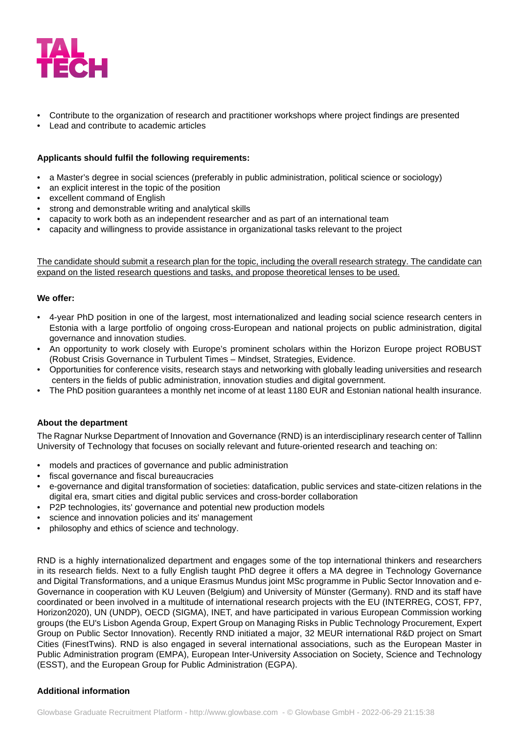- Contribute to the organization of research and practitioner workshops where project findings are presented
- Lead and contribute to academic articles

**Applicants should fulfil the following requirements:**

- a Master's degree in social sciences (preferably in public administration, political science or sociology)
- an explicit interest in the topic of the position
- excellent command of English
- strong and demonstrable writing and analytical skills
- capacity to work both as an independent researcher and as part of an international team
- capacity and willingness to provide assistance in organizational tasks relevant to the project

<u>The candidate should submit a research plan for the topic, including the overall research strategy. The candidate can expand on the listed research questions and tasks, and propose theoretical lenses to be used.</u>

**We offer:**

- 4-year PhD position in one of the largest, most internationalized and leading social science research centers in Estonia with a large portfolio of ongoing cross-European and national projects on public administration, digital governance and innovation studies.
- An opportunity to work closely with Europe's prominent scholars within the Horizon Europe project ROBUST (Robust Crisis Governance in Turbulent Times – Mindset, Strategies, Evidence.
- Opportunities for conference visits, research stays and networking with globally leading universities and research centers in the fields of public administration, innovation studies and digital government.
- The PhD position guarantees a monthly net income of at least 1180 EUR and Estonian national health insurance.

**About the department**

The Ragnar Nurkse Department of Innovation and Governance (RND) is an interdisciplinary research center of Tallinn University of Technology that focuses on socially relevant and future-oriented research and teaching on:

- models and practices of governance and public administration
- fiscal governance and fiscal bureaucracies
- e-governance and digital transformation of societies: datafication, public services and state-citizen relations in the digital era, smart cities and digital public services and cross-border collaboration
- P2P technologies, its' governance and potential new production models
- science and innovation policies and its' management
- philosophy and ethics of science and technology.

RND is a highly internationalized department and engages some of the top international thinkers and researchers in its research fields. Next to a fully English taught PhD degree it offers a MA degree in Technology Governance and Digital Transformations, and a unique Erasmus Mundus joint MSc programme in Public Sector Innovation and e-Governance in cooperation with KU Leuven (Belgium) and University of Münster (Germany). RND and its staff have coordinated or been involved in a multitude of international research projects with the EU (INTERREG, COST, FP7, Horizon2020), UN (UNDP), OECD (SIGMA), INET, and have participated in various European Commission working groups (the EU's Lisbon Agenda Group, Expert Group on Managing Risks in Public Technology Procurement, Expert Group on Public Sector Innovation). Recently RND initiated a major, 32 MEUR international R&D project on Smart Cities (FinestTwins). RND is also engaged in several international associations, such as the European Master in Public Administration program (EMPA), European Inter-University Association on Society, Science and Technology (ESST), and the European Group for Public Administration (EGPA).

**Additional information**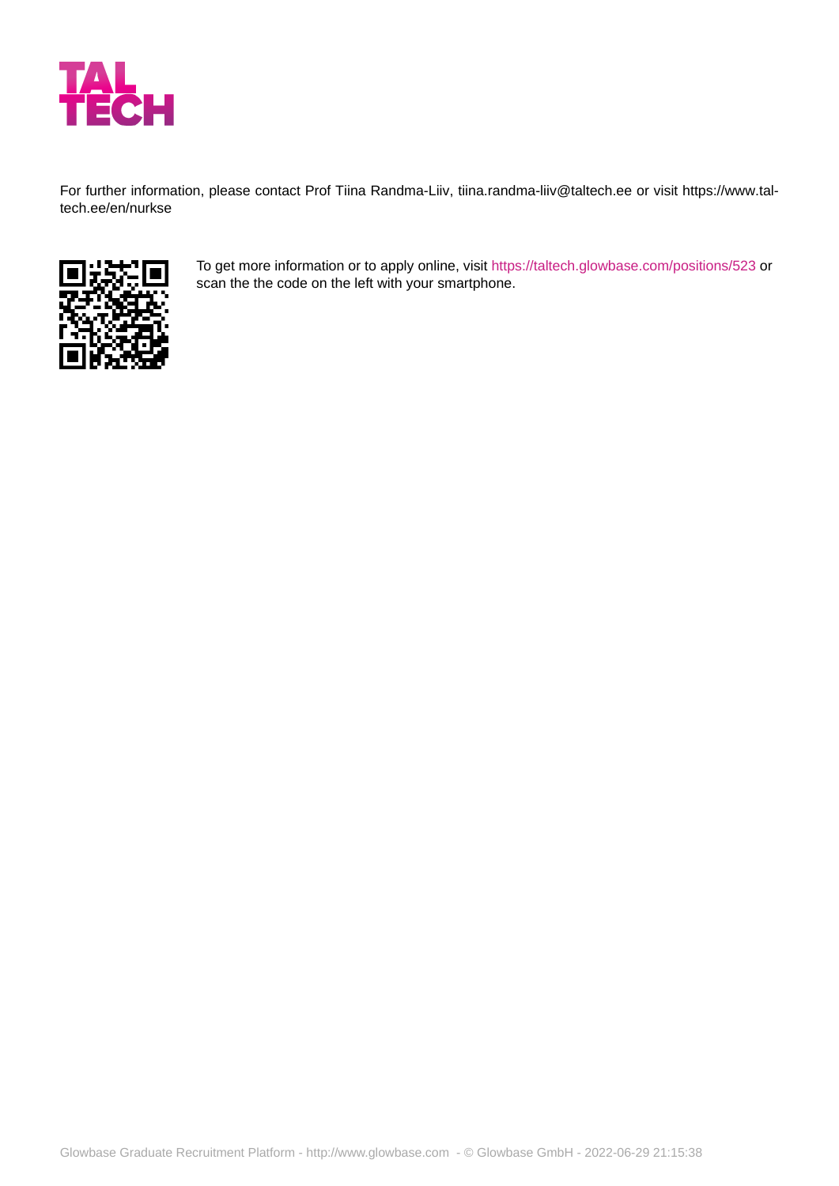For further information, please contact Prof Tiina Randma-Liiv, tiina.randma-liiv@taltech.ee or visit https://www.taltech.ee/en/nurkse

To get more information or to apply online, visit https://taltech.glowbase.com/positions/523 or scan the the code on the left with your smartphone.